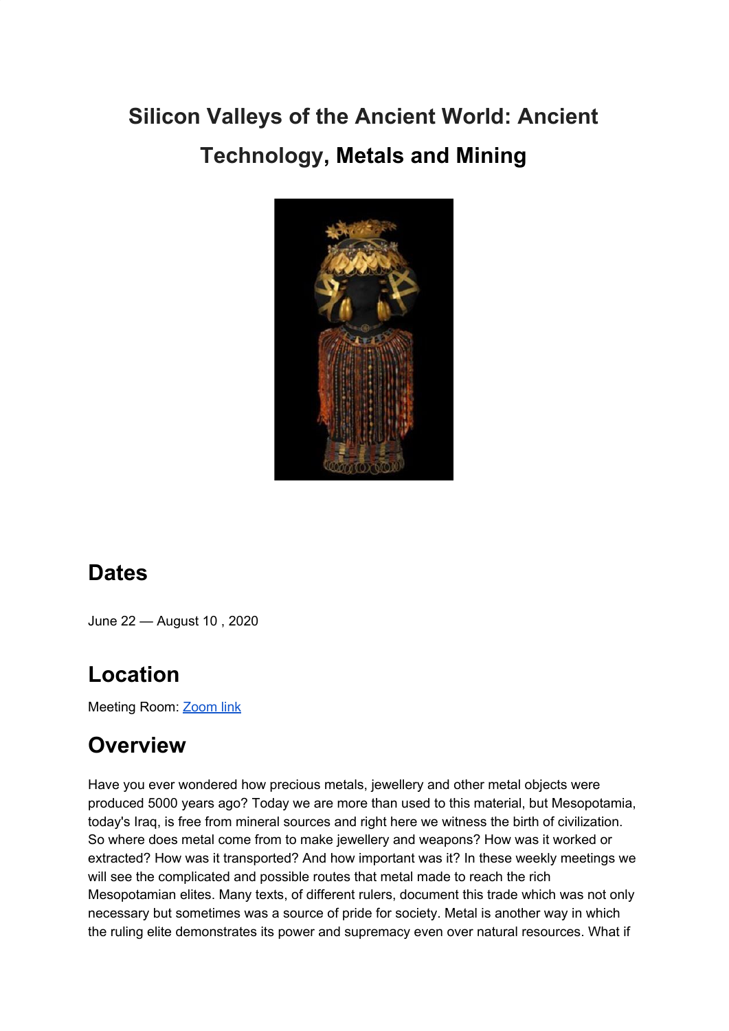# Silicon Valleys of the Ancient World: Ancient Technology, **Metals and Mining**

## Dates

June 22 — August 10 , 2020

## Location

Meeting Room: [Zoom link]

## Overview

Have you ever wondered how precious metals, jewellery and other metal objects were produced 5000 years ago? Today we are more than used to this material, but Mesopotamia, today's Iraq, is free from mineral sources and right here we witness the birth of civilization. So where does metal come from to make jewellery and weapons? How was it worked or extracted? How was it transported? And how important was it? In these weekly meetings we will see the complicated and possible routes that metal made to reach the rich Mesopotamian elites. Many texts, of different rulers, document this trade which was not only necessary but sometimes was a source of pride for society. Metal is another way in which the ruling elite demonstrates its power and supremacy even over natural resources. What if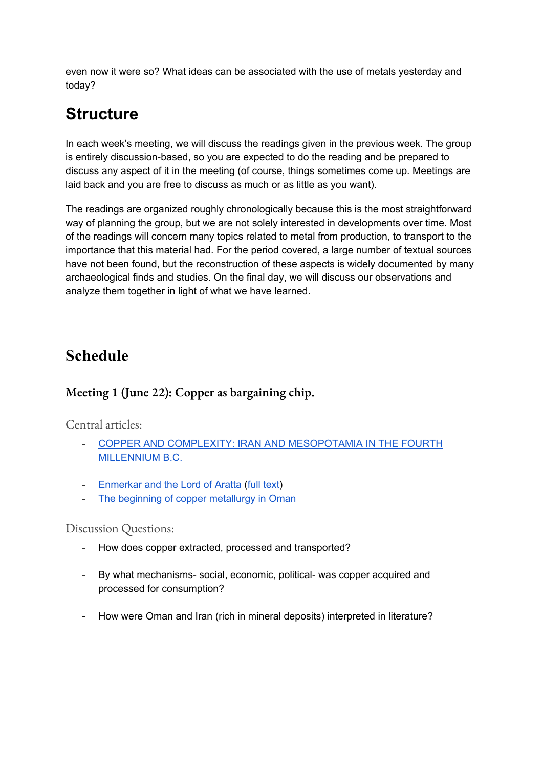even now it were so? What ideas can be associated with the use of metals yesterday and today?

# Structure

In each week's meeting, we will discuss the readings given in the previous week. The group is entirely discussion-based, so you are expected to do the reading and be prepared to discuss any aspect of it in the meeting (of course, things sometimes come up. Meetings are laid back and you are free to discuss as much or as little as you want).

The readings are organized roughly chronologically because this is the most straightforward way of planning the group, but we are not solely interested in developments over time. Most of the readings will concern many topics related to metal from production, to transport to the importance that this material had. For the period covered, a large number of textual sources have not been found, but the reconstruction of these aspects is widely documented by many archaeological finds and studies. On the final day, we will discuss our observations and analyze them together in light of what we have learned.

# Schedule

## Meeting 1 (June 22): Copper as bargaining chip.

### Central articles:

- COPPER AND COMPLEXITY: IRAN AND MESOPOTAMIA IN THE FOURTH MILLENNIUM B.C.
- Enmerkar and the Lord of Aratta (full text)
- The beginning of copper metallurgy in Oman

### Discussion Questions:

- How does copper extracted, processed and transported?
- By what mechanisms- social, economic, political- was copper acquired and processed for consumption?
- How were Oman and Iran (rich in mineral deposits) interpreted in literature?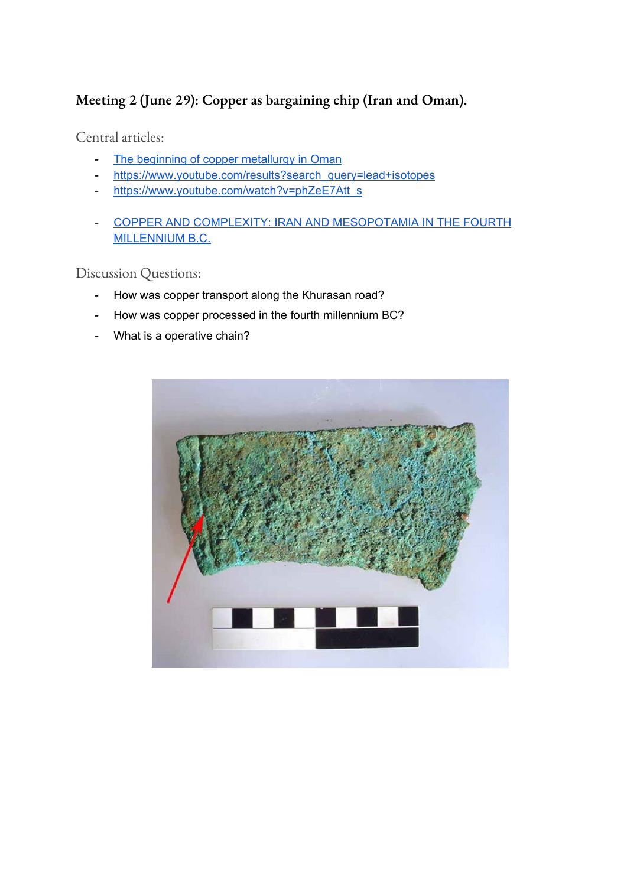## Meeting 2 (June 29): Copper as bargaining chip (Iran and Oman).

Central articles:

- The beginning of copper metallurgy in Oman
- https://www.youtube.com/results?search_query=lead+isotopes
- https://www.youtube.com/watch?v=phZeE7Att_s

- COPPER AND COMPLEXITY: IRAN AND MESOPOTAMIA IN THE FOURTH MILLENNIUM B.C.

Discussion Questions:

- How was copper transport along the Khurasan road?
- How was copper processed in the fourth millennium BC?
- What is a operative chain?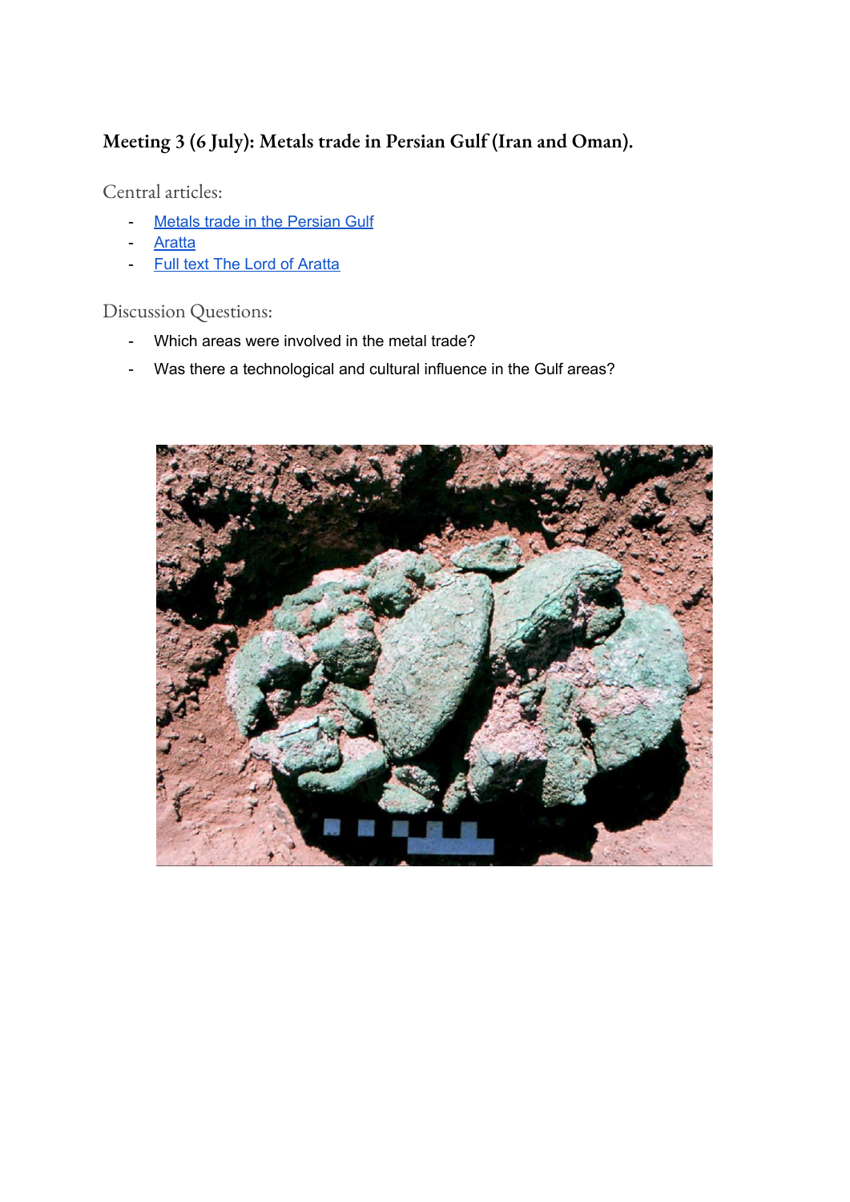## Meeting 3 (6 July): Metals trade in Persian Gulf (Iran and Oman).

### Central articles:

- Metals trade in the Persian Gulf
- Aratta
- Full text The Lord of Aratta

### Discussion Questions:

- Which areas were involved in the metal trade?
- Was there a technological and cultural influence in the Gulf areas?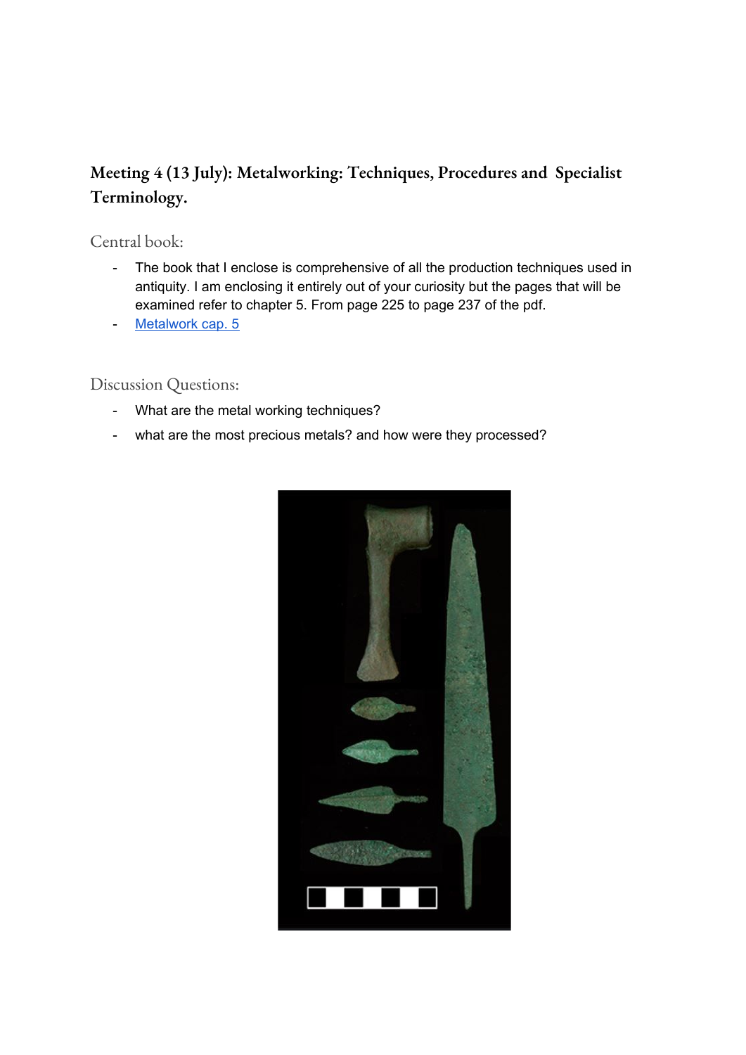## Meeting 4 (13 July): Metalworking: Techniques, Procedures and Specialist Terminology.

### Central book:

- The book that I enclose is comprehensive of all the production techniques used in antiquity. I am enclosing it entirely out of your curiosity but the pages that will be examined refer to chapter 5. From page 225 to page 237 of the pdf.
- [Metalwork cap. 5]

### Discussion Questions:

- What are the metal working techniques?
- what are the most precious metals? and how were they processed?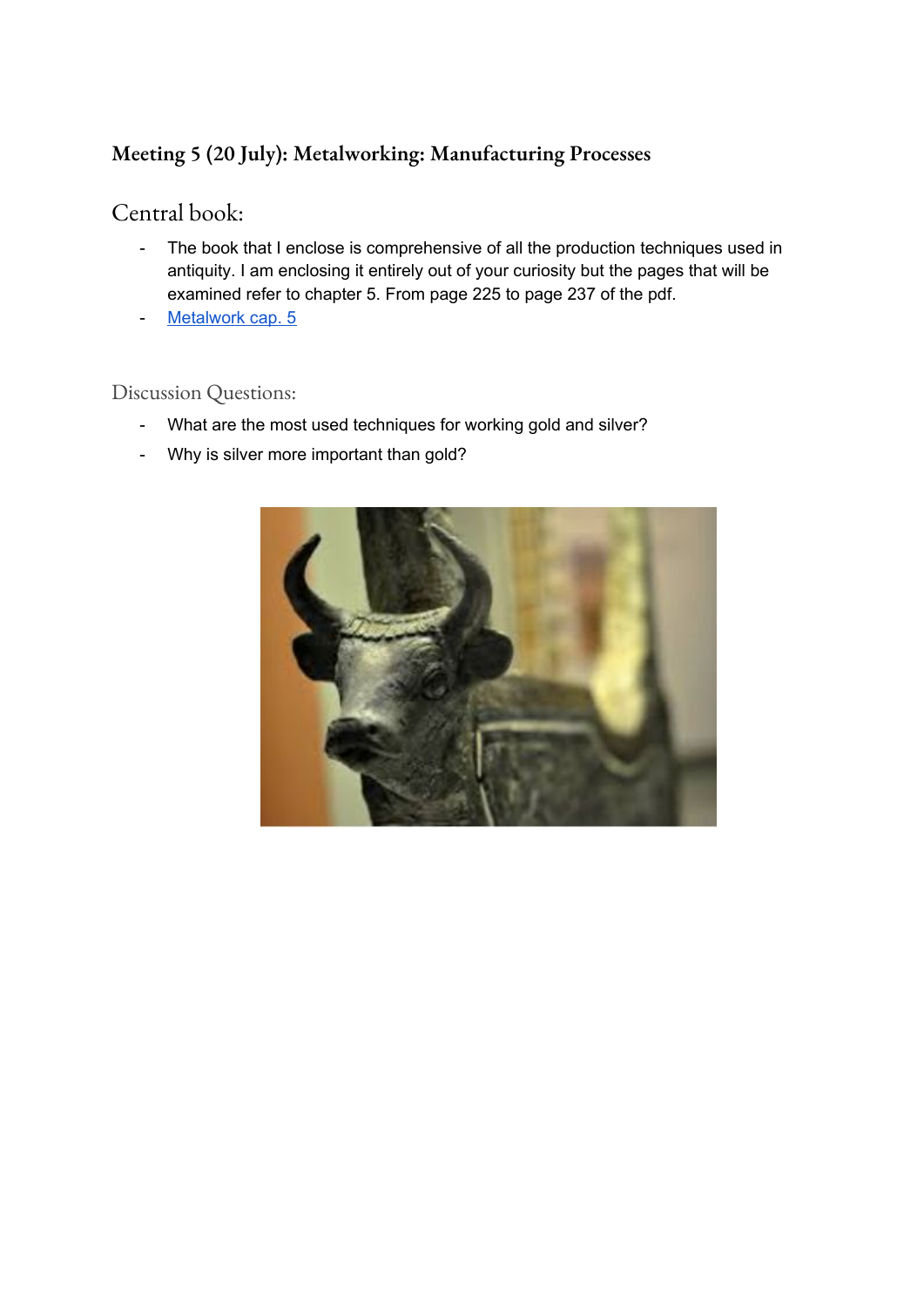### **Meeting 5 (20 July): Metalworking: Manufacturing Processes**

## Central book:

- The book that I enclose is comprehensive of all the production techniques used in antiquity. I am enclosing it entirely out of your curiosity but the pages that will be examined refer to chapter 5. From page 225 to page 237 of the pdf.
- Metalwork cap. 5

### Discussion Questions:

- What are the most used techniques for working gold and silver?
- Why is silver more important than gold?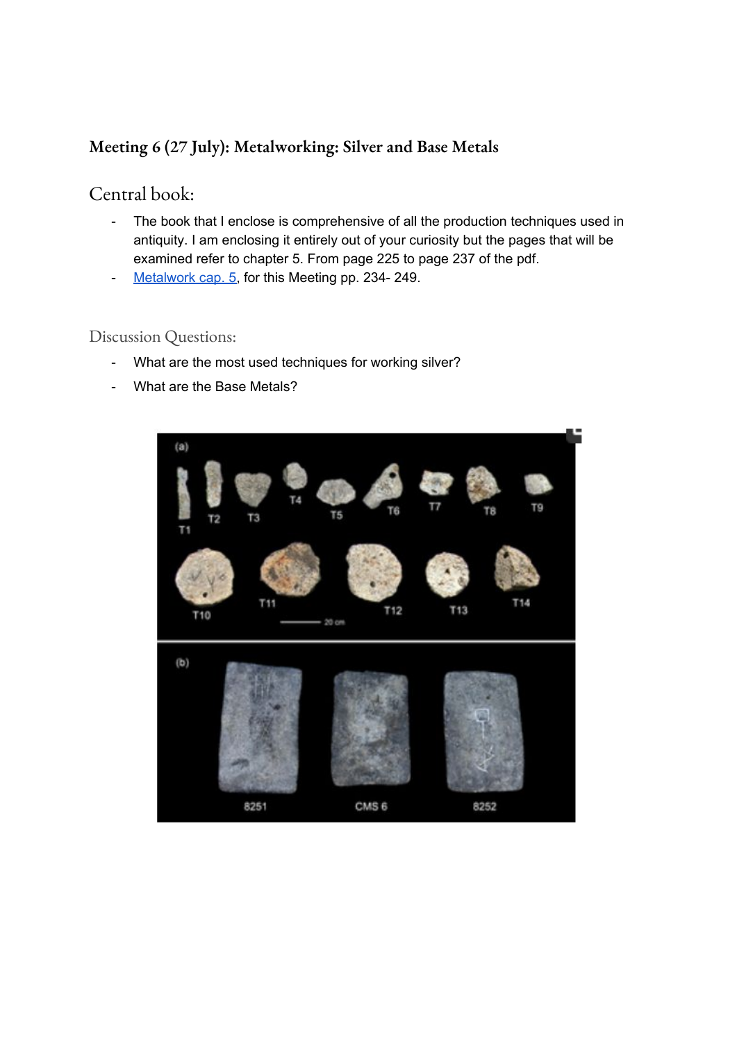## Meeting 6 (27 July): Metalworking: Silver and Base Metals

### Central book:

- The book that I enclose is comprehensive of all the production techniques used in antiquity. I am enclosing it entirely out of your curiosity but the pages that will be examined refer to chapter 5. From page 225 to page 237 of the pdf.
- Metalwork cap. 5, for this Meeting pp. 234- 249.

#### Discussion Questions:

- What are the most used techniques for working silver?
- What are the Base Metals?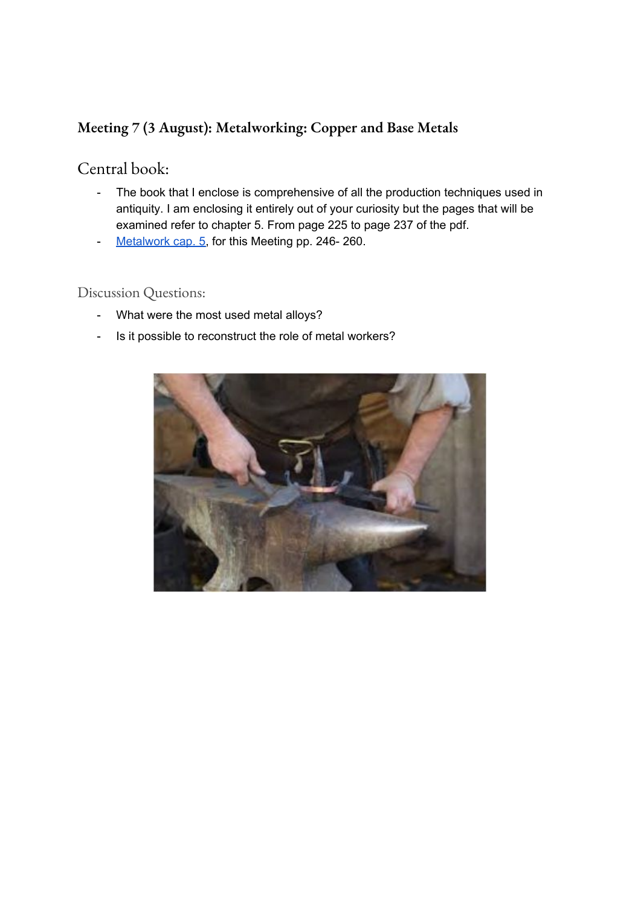## Meeting 7 (3 August): Metalworking: Copper and Base Metals

# Central book:

- The book that I enclose is comprehensive of all the production techniques used in antiquity. I am enclosing it entirely out of your curiosity but the pages that will be examined refer to chapter 5. From page 225 to page 237 of the pdf.
- Metalwork cap. 5, for this Meeting pp. 246- 260.

### Discussion Questions:

- What were the most used metal alloys?
- Is it possible to reconstruct the role of metal workers?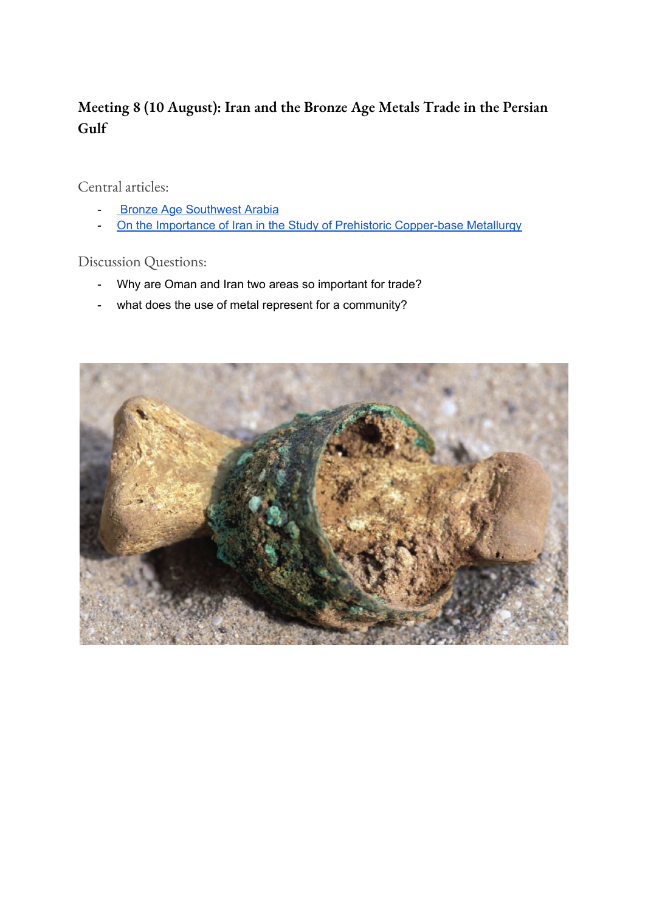**Meeting 8 (10 August): Iran and the Bronze Age Metals Trade in the Persian Gulf**

Central articles:

- Bronze Age Southwest Arabia
- On the Importance of Iran in the Study of Prehistoric Copper-base Metallurgy

Discussion Questions:

- Why are Oman and Iran two areas so important for trade?
- what does the use of metal represent for a community?